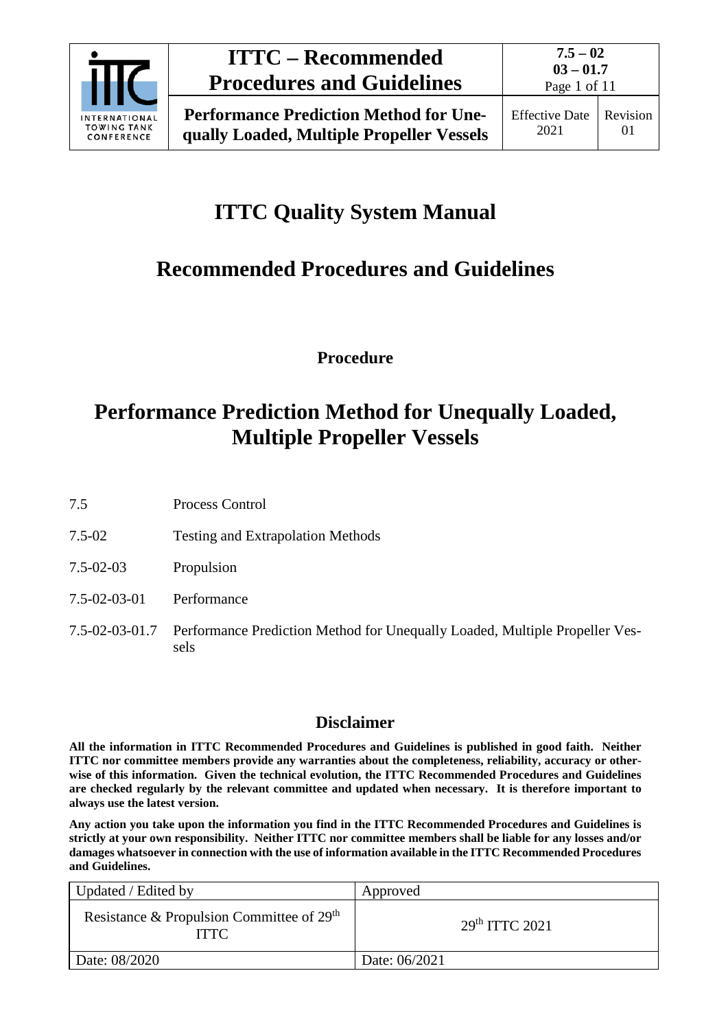# ITTC Quality System Manual

## Recommended Procedures and Guidelines

**Procedure**

# Performance Prediction Method for Unequally Loaded, Multiple Propeller Vessels

| | |
|---|---|
| 7.5 | Process Control |
| 7.5-02 | Testing and Extrapolation Methods |
| 7.5-02-03 | Propulsion |
| 7.5-02-03-01 | Performance |
| 7.5-02-03-01.7 | Performance Prediction Method for Unequally Loaded, Multiple Propeller Vessels |

## Disclaimer

**All the information in ITTC Recommended Procedures and Guidelines is published in good faith. Neither ITTC nor committee members provide any warranties about the completeness, reliability, accuracy or otherwise of this information. Given the technical evolution, the ITTC Recommended Procedures and Guidelines are checked regularly by the relevant committee and updated when necessary. It is therefore important to always use the latest version.**

**Any action you take upon the information you find in the ITTC Recommended Procedures and Guidelines is strictly at your own responsibility. Neither ITTC nor committee members shall be liable for any losses and/or damages whatsoever in connection with the use of information available in the ITTC Recommended Procedures and Guidelines.**

| Updated / Edited by | Approved |
|---|---|
| Resistance & Propulsion Committee of 29th ITTC | 29th ITTC 2021 |
| Date: 08/2020 | Date: 06/2021 |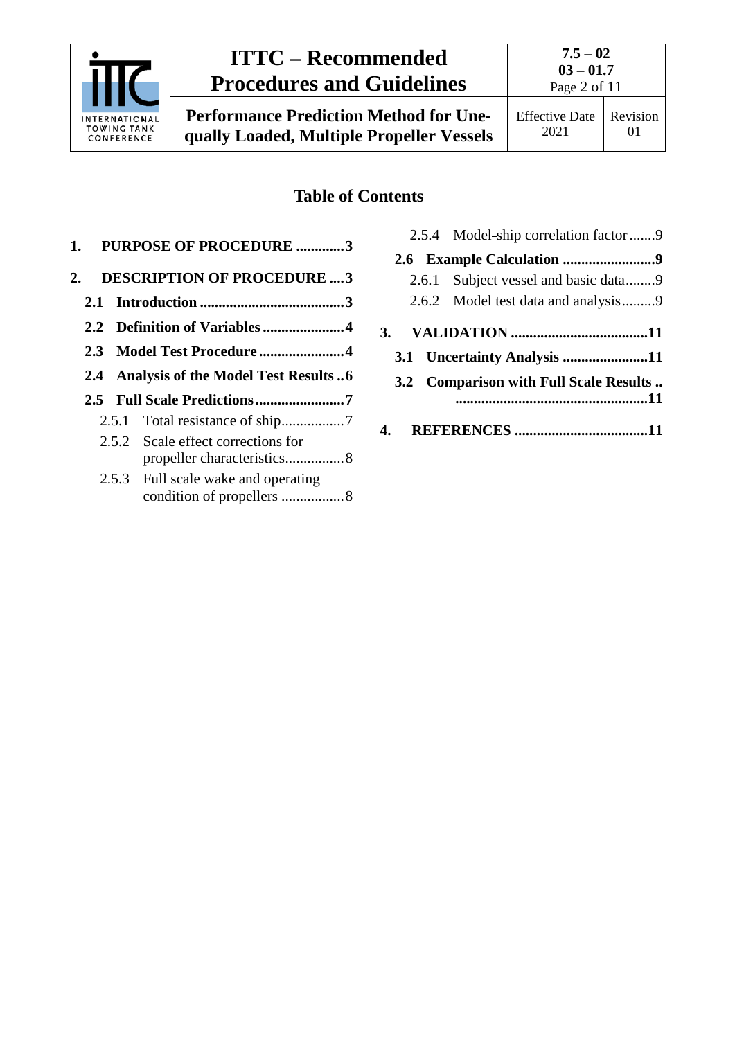## Table of Contents

**1. PURPOSE OF PROCEDURE .............3**

**2. DESCRIPTION OF PROCEDURE ....3**

- **2.1 Introduction .......................................3**
- **2.2 Definition of Variables ......................4**
- **2.3 Model Test Procedure .......................4**
- **2.4 Analysis of the Model Test Results ..6**
- **2.5 Full Scale Predictions ........................7**
  - 2.5.1 Total resistance of ship.................7
  - 2.5.2 Scale effect corrections for propeller characteristics................8
  - 2.5.3 Full scale wake and operating condition of propellers .................8
  - 2.5.4 Model-ship correlation factor .......9
- **2.6 Example Calculation .........................9**
  - 2.6.1 Subject vessel and basic data........9
  - 2.6.2 Model test data and analysis.........9

**3. VALIDATION .....................................11**

- **3.1 Uncertainty Analysis .......................11**
- **3.2 Comparison with Full Scale Results .. ....................................................11**

**4. REFERENCES ....................................11**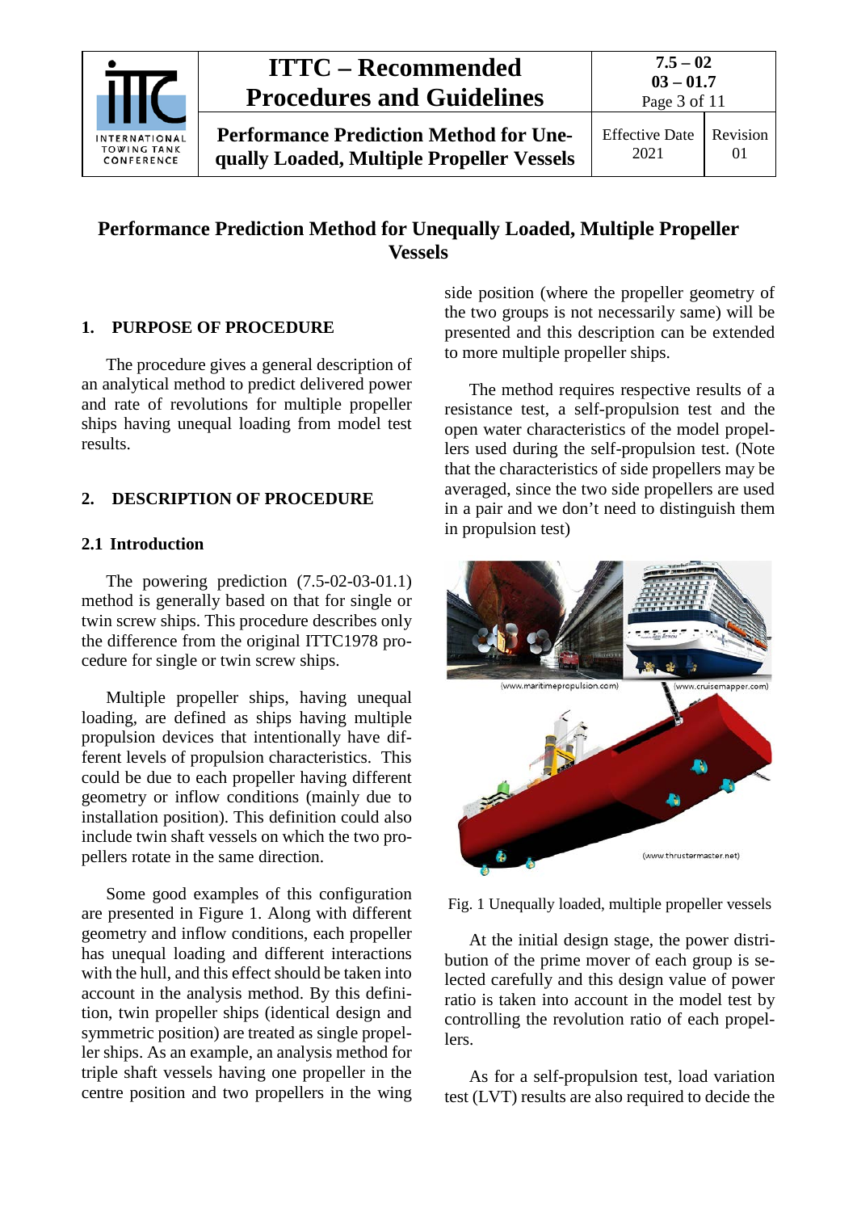# Performance Prediction Method for Unequally Loaded, Multiple Propeller Vessels

## 1. PURPOSE OF PROCEDURE

The procedure gives a general description of an analytical method to predict delivered power and rate of revolutions for multiple propeller ships having unequal loading from model test results.

## 2. DESCRIPTION OF PROCEDURE

### 2.1 Introduction

The powering prediction (7.5-02-03-01.1) method is generally based on that for single or twin screw ships. This procedure describes only the difference from the original ITTC1978 procedure for single or twin screw ships.

Multiple propeller ships, having unequal loading, are defined as ships having multiple propulsion devices that intentionally have different levels of propulsion characteristics. This could be due to each propeller having different geometry or inflow conditions (mainly due to installation position). This definition could also include twin shaft vessels on which the two propellers rotate in the same direction.

Some good examples of this configuration are presented in Figure 1. Along with different geometry and inflow conditions, each propeller has unequal loading and different interactions with the hull, and this effect should be taken into account in the analysis method. By this definition, twin propeller ships (identical design and symmetric position) are treated as single propeller ships. As an example, an analysis method for triple shaft vessels having one propeller in the centre position and two propellers in the wing side position (where the propeller geometry of the two groups is not necessarily same) will be presented and this description can be extended to more multiple propeller ships.

The method requires respective results of a resistance test, a self-propulsion test and the open water characteristics of the model propellers used during the self-propulsion test. (Note that the characteristics of side propellers may be averaged, since the two side propellers are used in a pair and we don't need to distinguish them in propulsion test)

Fig. 1 Unequally loaded, multiple propeller vessels

At the initial design stage, the power distribution of the prime mover of each group is selected carefully and this design value of power ratio is taken into account in the model test by controlling the revolution ratio of each propellers.

As for a self-propulsion test, load variation test (LVT) results are also required to decide the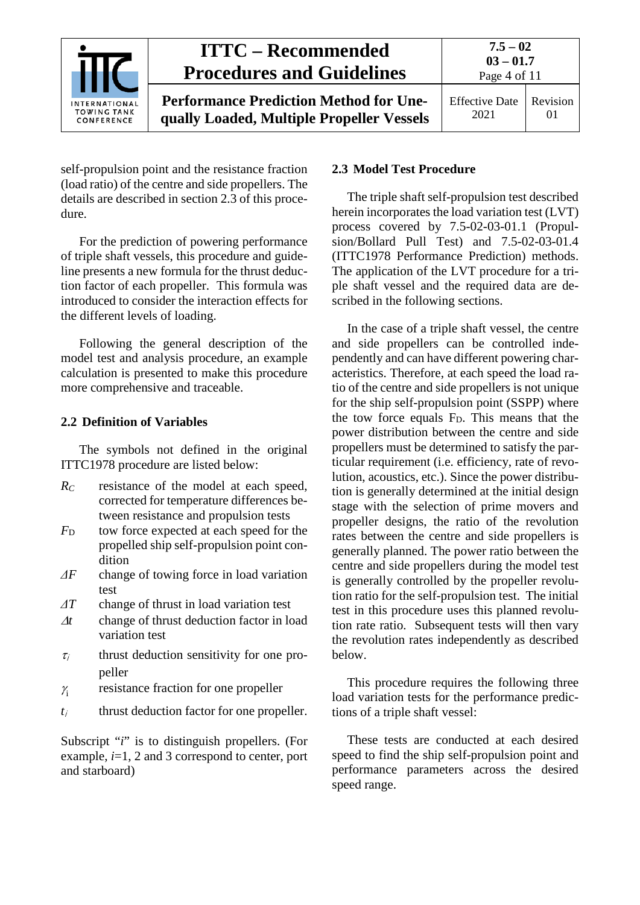self-propulsion point and the resistance fraction (load ratio) of the centre and side propellers. The details are described in section 2.3 of this procedure.

For the prediction of powering performance of triple shaft vessels, this procedure and guideline presents a new formula for the thrust deduction factor of each propeller. This formula was introduced to consider the interaction effects for the different levels of loading.

Following the general description of the model test and analysis procedure, an example calculation is presented to make this procedure more comprehensive and traceable.

## 2.2 Definition of Variables

The symbols not defined in the original ITTC1978 procedure are listed below:

- $R_C$ resistance of the model at each speed, corrected for temperature differences between resistance and propulsion tests
- $F_D$ tow force expected at each speed for the propelled ship self-propulsion point condition
- $\Delta F$ change of towing force in load variation test
- $\Delta T$ change of thrust in load variation test
- $\Delta t$ change of thrust deduction factor in load variation test
- $\tau_i$ thrust deduction sensitivity for one propeller
- $\gamma_i$ resistance fraction for one propeller
- $t_i$ thrust deduction factor for one propeller.

Subscript "$i$" is to distinguish propellers. (For example, $i$=1, 2 and 3 correspond to center, port and starboard)

## 2.3 Model Test Procedure

The triple shaft self-propulsion test described herein incorporates the load variation test (LVT) process covered by 7.5-02-03-01.1 (Propulsion/Bollard Pull Test) and 7.5-02-03-01.4 (ITTC1978 Performance Prediction) methods. The application of the LVT procedure for a triple shaft vessel and the required data are described in the following sections.

In the case of a triple shaft vessel, the centre and side propellers can be controlled independently and can have different powering characteristics. Therefore, at each speed the load ratio of the centre and side propellers is not unique for the ship self-propulsion point (SSPP) where the tow force equals $F_D$. This means that the power distribution between the centre and side propellers must be determined to satisfy the particular requirement (i.e. efficiency, rate of revolution, acoustics, etc.). Since the power distribution is generally determined at the initial design stage with the selection of prime movers and propeller designs, the ratio of the revolution rates between the centre and side propellers is generally planned. The power ratio between the centre and side propellers during the model test is generally controlled by the propeller revolution ratio for the self-propulsion test. The initial test in this procedure uses this planned revolution rate ratio. Subsequent tests will then vary the revolution rates independently as described below.

This procedure requires the following three load variation tests for the performance predictions of a triple shaft vessel:

These tests are conducted at each desired speed to find the ship self-propulsion point and performance parameters across the desired speed range.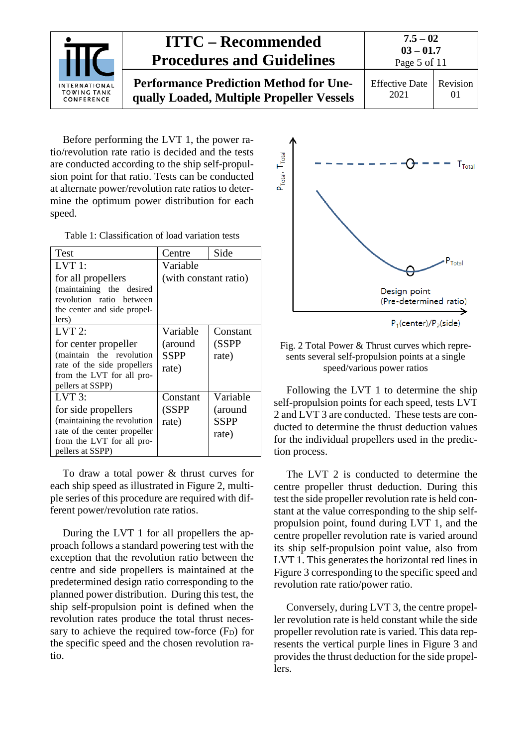Before performing the LVT 1, the power ratio/revolution rate ratio is decided and the tests are conducted according to the ship self-propulsion point for that ratio. Tests can be conducted at alternate power/revolution rate ratios to determine the optimum power distribution for each speed.

Table 1: Classification of load variation tests

| Test | Centre | Side |
|---|---|---|
| LVT 1: for all propellers (maintaining the desired revolution ratio between the center and side propellers) | Variable (with constant ratio) | |
| LVT 2: for center propeller (maintain the revolution rate of the side propellers from the LVT for all propellers at SSPP) | Variable (around SSPP rate) | Constant (SSPP rate) |
| LVT 3: for side propellers (maintaining the revolution rate of the center propeller from the LVT for all propellers at SSPP) | Constant (SSPP rate) | Variable (around SSPP rate) |

To draw a total power & thrust curves for each ship speed as illustrated in Figure 2, multiple series of this procedure are required with different power/revolution rate ratios.

During the LVT 1 for all propellers the approach follows a standard powering test with the exception that the revolution ratio between the centre and side propellers is maintained at the predetermined design ratio corresponding to the planned power distribution. During this test, the ship self-propulsion point is defined when the revolution rates produce the total thrust necessary to achieve the required tow-force ($F_D$) for the specific speed and the chosen revolution ratio.

Fig. 2 Total Power & Thrust curves which represents several self-propulsion points at a single speed/various power ratios

Following the LVT 1 to determine the ship self-propulsion points for each speed, tests LVT 2 and LVT 3 are conducted. These tests are conducted to determine the thrust deduction values for the individual propellers used in the prediction process.

The LVT 2 is conducted to determine the centre propeller thrust deduction. During this test the side propeller revolution rate is held constant at the value corresponding to the ship self-propulsion point, found during LVT 1, and the centre propeller revolution rate is varied around its ship self-propulsion point value, also from LVT 1. This generates the horizontal red lines in Figure 3 corresponding to the specific speed and revolution rate ratio/power ratio.

Conversely, during LVT 3, the centre propeller revolution rate is held constant while the side propeller revolution rate is varied. This data represents the vertical purple lines in Figure 3 and provides the thrust deduction for the side propellers.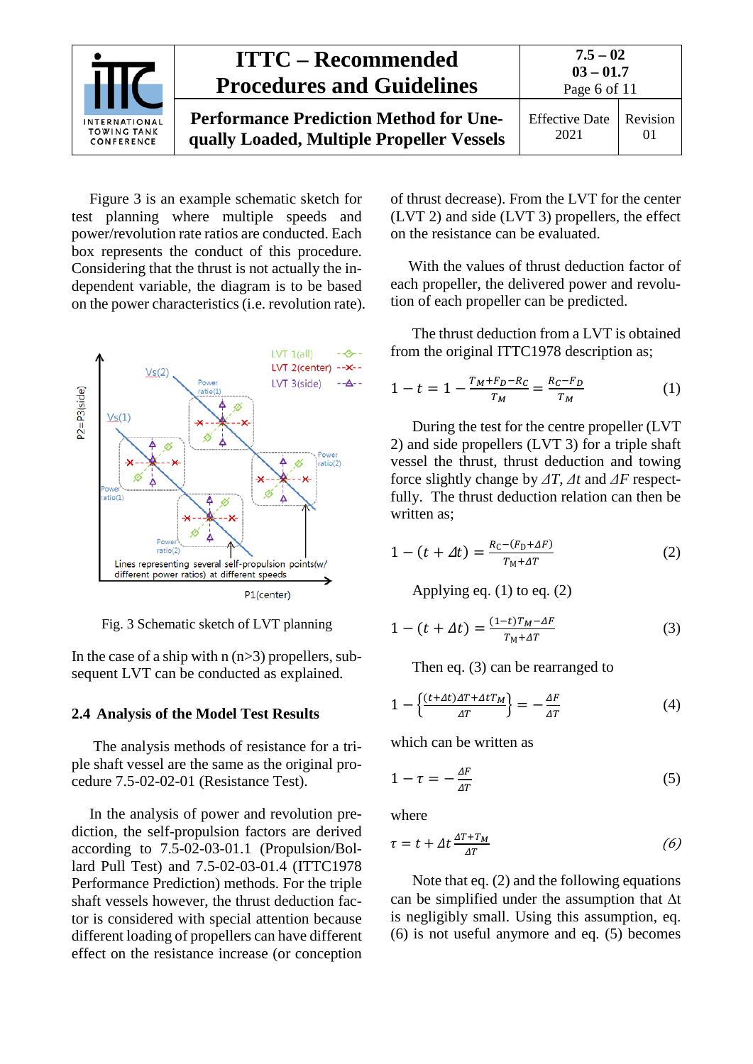Figure 3 is an example schematic sketch for test planning where multiple speeds and power/revolution rate ratios are conducted. Each box represents the conduct of this procedure. Considering that the thrust is not actually the independent variable, the diagram is to be based on the power characteristics (i.e. revolution rate).

Fig. 3 Schematic sketch of LVT planning

In the case of a ship with n (n>3) propellers, subsequent LVT can be conducted as explained.

## 2.4 Analysis of the Model Test Results

The analysis methods of resistance for a triple shaft vessel are the same as the original procedure 7.5-02-02-01 (Resistance Test).

In the analysis of power and revolution prediction, the self-propulsion factors are derived according to 7.5-02-03-01.1 (Propulsion/Bollard Pull Test) and 7.5-02-03-01.4 (ITTC1978 Performance Prediction) methods. For the triple shaft vessels however, the thrust deduction factor is considered with special attention because different loading of propellers can have different effect on the resistance increase (or conception of thrust decrease). From the LVT for the center (LVT 2) and side (LVT 3) propellers, the effect on the resistance can be evaluated.

With the values of thrust deduction factor of each propeller, the delivered power and revolution of each propeller can be predicted.

The thrust deduction from a LVT is obtained from the original ITTC1978 description as;

$$1 - t = 1 - \frac{T_M + F_D - R_C}{T_M} = \frac{R_C - F_D}{T_M} \tag{1}$$

During the test for the centre propeller (LVT 2) and side propellers (LVT 3) for a triple shaft vessel the thrust, thrust deduction and towing force slightly change by $\Delta T$, $\Delta t$ and $\Delta F$ respectfully. The thrust deduction relation can then be written as;

$$1 - (t + \Delta t) = \frac{R_C - (F_D + \Delta F)}{T_M + \Delta T} \tag{2}$$

Applying eq. (1) to eq. (2)

$$1 - (t + \Delta t) = \frac{(1-t)T_M - \Delta F}{T_M + \Delta T} \tag{3}$$

Then eq. (3) can be rearranged to

$$1 - \left\{\frac{(t+\Delta t)\Delta T + \Delta t T_M}{\Delta T}\right\} = -\frac{\Delta F}{\Delta T} \tag{4}$$

which can be written as

$$1 - \tau = -\frac{\Delta F}{\Delta T} \tag{5}$$

where

$$\tau = t + \Delta t \frac{\Delta T + T_M}{\Delta T} \tag{6}$$

Note that eq. (2) and the following equations can be simplified under the assumption that $\Delta t$ is negligibly small. Using this assumption, eq. (6) is not useful anymore and eq. (5) becomes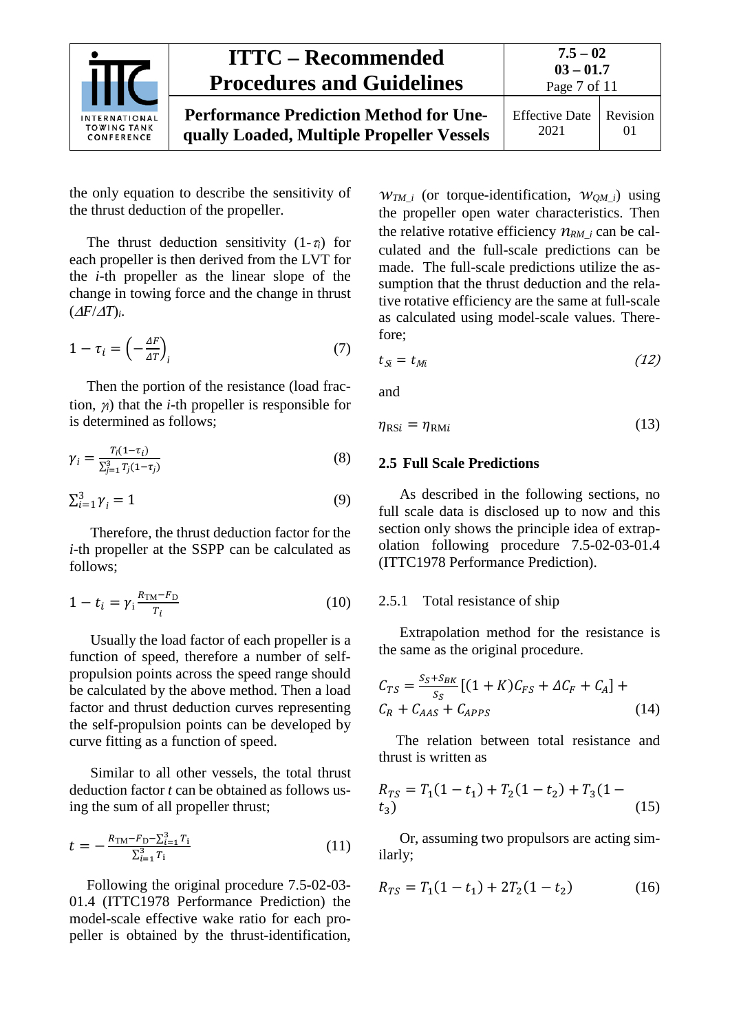the only equation to describe the sensitivity of the thrust deduction of the propeller.

The thrust deduction sensitivity ($1-\tau_i$) for each propeller is then derived from the LVT for the $i$-th propeller as the linear slope of the change in towing force and the change in thrust $(\Delta F/\Delta T)_i$.

$$1-\tau_i = \left(-\frac{\Delta F}{\Delta T}\right)_i \tag{7}$$

Then the portion of the resistance (load fraction, $\gamma_i$) that the $i$-th propeller is responsible for is determined as follows;

$$\gamma_i = \frac{T_i(1-\tau_i)}{\sum_{j=1}^{3} T_j(1-\tau_j)} \tag{8}$$

$$\sum_{i=1}^{3} \gamma_i = 1 \tag{9}$$

Therefore, the thrust deduction factor for the $i$-th propeller at the SSPP can be calculated as follows;

$$1-t_i = \gamma_i \frac{R_{\mathrm{TM}}-F_{\mathrm{D}}}{T_i} \tag{10}$$

Usually the load factor of each propeller is a function of speed, therefore a number of self-propulsion points across the speed range should be calculated by the above method. Then a load factor and thrust deduction curves representing the self-propulsion points can be developed by curve fitting as a function of speed.

Similar to all other vessels, the total thrust deduction factor $t$ can be obtained as follows using the sum of all propeller thrust;

$$t = -\frac{R_{\mathrm{TM}}-F_{\mathrm{D}}-\sum_{i=1}^{3} T_{\mathrm{i}}}{\sum_{i=1}^{3} T_{\mathrm{i}}} \tag{11}$$

Following the original procedure 7.5-02-03-01.4 (ITTC1978 Performance Prediction) the model-scale effective wake ratio for each propeller is obtained by the thrust-identification, $w_{TM\_i}$ (or torque-identification, $w_{QM\_i}$) using the propeller open water characteristics. Then the relative rotative efficiency $\eta_{RM\_i}$ can be calculated and the full-scale predictions can be made. The full-scale predictions utilize the assumption that the thrust deduction and the relative rotative efficiency are the same at full-scale as calculated using model-scale values. Therefore;

$$t_{Si} = t_{Mi} \tag{12}$$

and

$$\eta_{\mathrm{RS}i} = \eta_{\mathrm{RM}i} \tag{13}$$

## 2.5 Full Scale Predictions

As described in the following sections, no full scale data is disclosed up to now and this section only shows the principle idea of extrapolation following procedure 7.5-02-03-01.4 (ITTC1978 Performance Prediction).

### 2.5.1 Total resistance of ship

Extrapolation method for the resistance is the same as the original procedure.

$$C_{TS} = \frac{S_S+S_{BK}}{S_S}\left[(1+K)C_{FS}+\Delta C_F+C_A\right] + C_R + C_{AAS} + C_{APPS} \tag{14}$$

The relation between total resistance and thrust is written as

$$R_{TS} = T_1(1-t_1) + T_2(1-t_2) + T_3(1-t_3) \tag{15}$$

Or, assuming two propulsors are acting similarly;

$$R_{TS} = T_1(1-t_1) + 2T_2(1-t_2) \tag{16}$$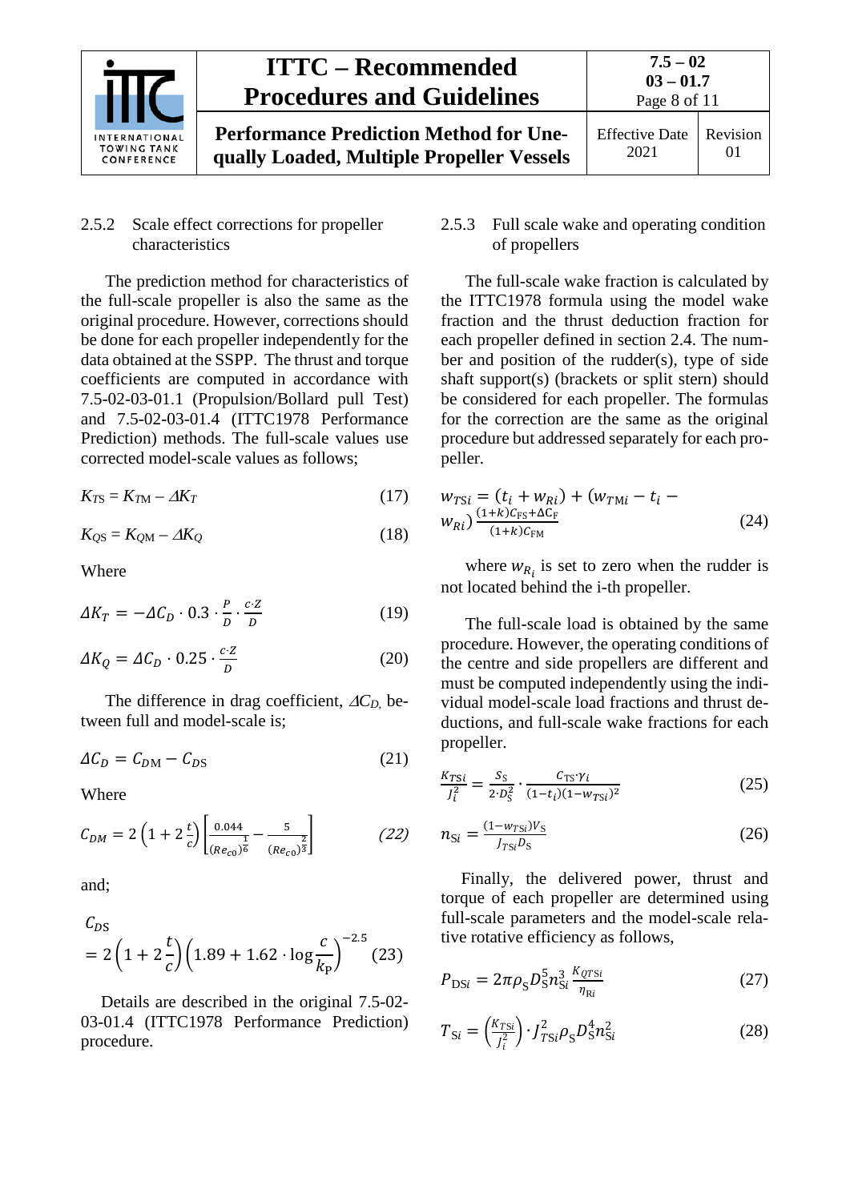### 2.5.2 Scale effect corrections for propeller characteristics

The prediction method for characteristics of the full-scale propeller is also the same as the original procedure. However, corrections should be done for each propeller independently for the data obtained at the SSPP. The thrust and torque coefficients are computed in accordance with 7.5-02-03-01.1 (Propulsion/Bollard pull Test) and 7.5-02-03-01.4 (ITTC1978 Performance Prediction) methods. The full-scale values use corrected model-scale values as follows;

$$K_{TS} = K_{TM} - \Delta K_T \tag{17}$$

$$K_{QS} = K_{QM} - \Delta K_Q \tag{18}$$

Where

$$\Delta K_T = -\Delta C_D \cdot 0.3 \cdot \frac{P}{D} \cdot \frac{c \cdot Z}{D} \tag{19}$$

$$\Delta K_Q = \Delta C_D \cdot 0.25 \cdot \frac{c \cdot Z}{D} \tag{20}$$

The difference in drag coefficient, $\Delta C_D$, between full and model-scale is;

$$\Delta C_D = C_{DM} - C_{DS} \tag{21}$$

Where

$$C_{DM} = 2\left(1 + 2\frac{t}{c}\right)\left[\frac{0.044}{(Re_{c0})^{\frac{1}{6}}} - \frac{5}{(Re_{c0})^{\frac{2}{3}}}\right] \tag{22}$$

and;

$$C_{DS} = 2\left(1 + 2\frac{t}{c}\right)\left(1.89 + 1.62 \cdot \log\frac{c}{k_P}\right)^{-2.5} \tag{23}$$

Details are described in the original 7.5-02-03-01.4 (ITTC1978 Performance Prediction) procedure.

### 2.5.3 Full scale wake and operating condition of propellers

The full-scale wake fraction is calculated by the ITTC1978 formula using the model wake fraction and the thrust deduction fraction for each propeller defined in section 2.4. The number and position of the rudder(s), type of side shaft support(s) (brackets or split stern) should be considered for each propeller. The formulas for the correction are the same as the original procedure but addressed separately for each propeller.

$$w_{TSi} = (t_i + w_{Ri}) + (w_{TMi} - t_i - w_{Ri})\frac{(1+k)C_{FS} + \Delta C_F}{(1+k)C_{FM}} \tag{24}$$

where $w_{R_i}$ is set to zero when the rudder is not located behind the i-th propeller.

The full-scale load is obtained by the same procedure. However, the operating conditions of the centre and side propellers are different and must be computed independently using the individual model-scale load fractions and thrust deductions, and full-scale wake fractions for each propeller.

$$\frac{K_{TSi}}{J_i^2} = \frac{S_S}{2 \cdot D_S^2} \cdot \frac{C_{TS} \cdot \gamma_i}{(1-t_i)(1-w_{TSi})^2} \tag{25}$$

$$n_{Si} = \frac{(1-w_{TSi})V_S}{J_{TSi}D_S} \tag{26}$$

Finally, the delivered power, thrust and torque of each propeller are determined using full-scale parameters and the model-scale relative rotative efficiency as follows,

$$P_{DSi} = 2\pi\rho_S D_S^5 n_{Si}^3 \frac{K_{QTSi}}{\eta_{Ri}} \tag{27}$$

$$T_{Si} = \left(\frac{K_{TSi}}{J_i^2}\right) \cdot J_{TSi}^2 \rho_S D_S^4 n_{Si}^2 \tag{28}$$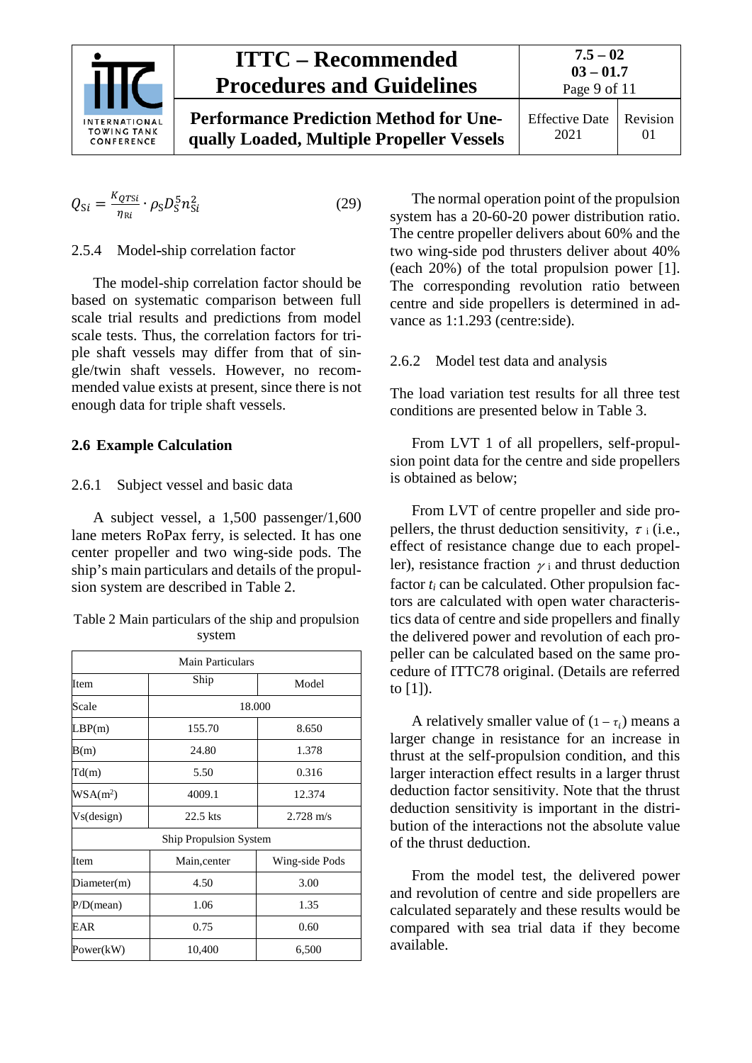$$Q_{Si} = \frac{K_{QTSi}}{\eta_{Ri}} \cdot \rho_S D_S^5 n_{Si}^2 \tag{29}$$

### 2.5.4 Model-ship correlation factor

The model-ship correlation factor should be based on systematic comparison between full scale trial results and predictions from model scale tests. Thus, the correlation factors for triple shaft vessels may differ from that of single/twin shaft vessels. However, no recommended value exists at present, since there is not enough data for triple shaft vessels.

## 2.6 Example Calculation

### 2.6.1 Subject vessel and basic data

A subject vessel, a 1,500 passenger/1,600 lane meters RoPax ferry, is selected. It has one center propeller and two wing-side pods. The ship's main particulars and details of the propulsion system are described in Table 2.

Table 2 Main particulars of the ship and propulsion system

| Main Particulars | | |
|---|---|---|
| Item | Ship | Model |
| Scale | 18.000 | |
| LBP(m) | 155.70 | 8.650 |
| B(m) | 24.80 | 1.378 |
| Td(m) | 5.50 | 0.316 |
| WSA(m$^2$) | 4009.1 | 12.374 |
| Vs(design) | 22.5 kts | 2.728 m/s |
| **Ship Propulsion System** | | |
| Item | Main,center | Wing-side Pods |
| Diameter(m) | 4.50 | 3.00 |
| P/D(mean) | 1.06 | 1.35 |
| EAR | 0.75 | 0.60 |
| Power(kW) | 10,400 | 6,500 |

The normal operation point of the propulsion system has a 20-60-20 power distribution ratio. The centre propeller delivers about 60% and the two wing-side pod thrusters deliver about 40% (each 20%) of the total propulsion power [1]. The corresponding revolution ratio between centre and side propellers is determined in advance as 1:1.293 (centre:side).

### 2.6.2 Model test data and analysis

The load variation test results for all three test conditions are presented below in Table 3.

From LVT 1 of all propellers, self-propulsion point data for the centre and side propellers is obtained as below;

From LVT of centre propeller and side propellers, the thrust deduction sensitivity, $\tau_i$ (i.e., effect of resistance change due to each propeller), resistance fraction $\gamma_i$ and thrust deduction factor $t_i$ can be calculated. Other propulsion factors are calculated with open water characteristics data of centre and side propellers and finally the delivered power and revolution of each propeller can be calculated based on the same procedure of ITTC78 original. (Details are referred to [1]).

A relatively smaller value of $(1 - \tau_i)$ means a larger change in resistance for an increase in thrust at the self-propulsion condition, and this larger interaction effect results in a larger thrust deduction factor sensitivity. Note that the thrust deduction sensitivity is important in the distribution of the interactions not the absolute value of the thrust deduction.

From the model test, the delivered power and revolution of centre and side propellers are calculated separately and these results would be compared with sea trial data if they become available.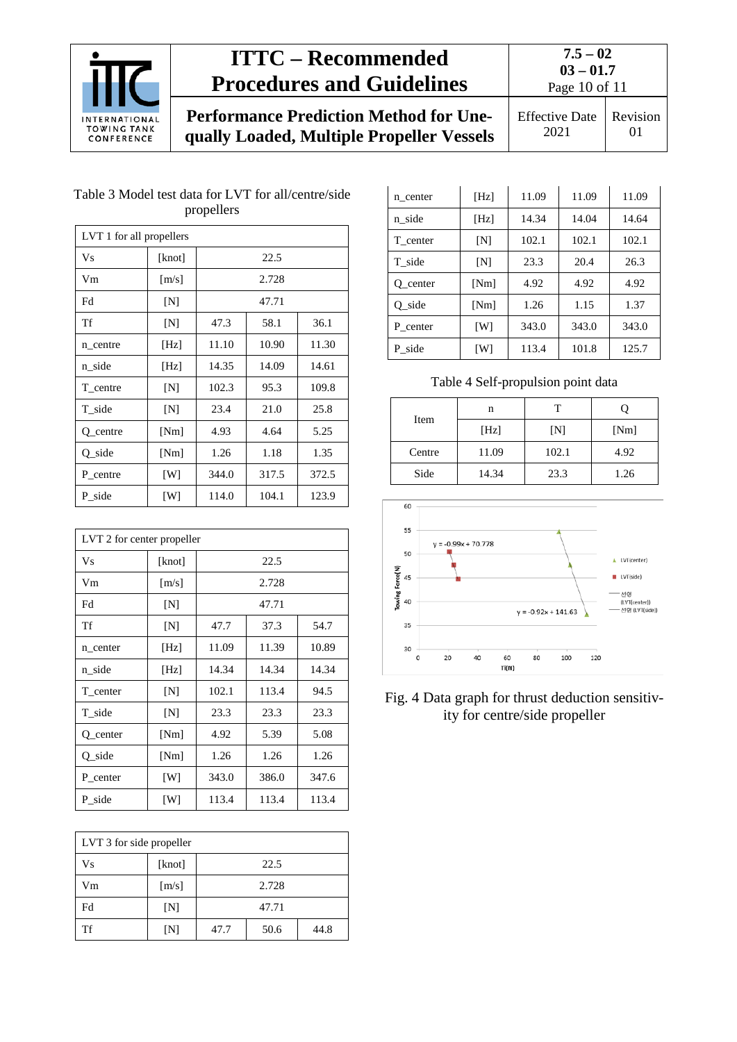Table 3 Model test data for LVT for all/centre/side propellers

| LVT 1 for all propellers | | | | |
|---|---|---|---|---|
| Vs | [knot] | 22.5 | | |
| Vm | [m/s] | 2.728 | | |
| Fd | [N] | 47.71 | | |
| Tf | [N] | 47.3 | 58.1 | 36.1 |
| n_centre | [Hz] | 11.10 | 10.90 | 11.30 |
| n_side | [Hz] | 14.35 | 14.09 | 14.61 |
| T_centre | [N] | 102.3 | 95.3 | 109.8 |
| T_side | [N] | 23.4 | 21.0 | 25.8 |
| Q_centre | [Nm] | 4.93 | 4.64 | 5.25 |
| Q_side | [Nm] | 1.26 | 1.18 | 1.35 |
| P_centre | [W] | 344.0 | 317.5 | 372.5 |
| P_side | [W] | 114.0 | 104.1 | 123.9 |

| LVT 2 for center propeller | | | | |
|---|---|---|---|---|
| Vs | [knot] | 22.5 | | |
| Vm | [m/s] | 2.728 | | |
| Fd | [N] | 47.71 | | |
| Tf | [N] | 47.7 | 37.3 | 54.7 |
| n_center | [Hz] | 11.09 | 11.39 | 10.89 |
| n_side | [Hz] | 14.34 | 14.34 | 14.34 |
| T_center | [N] | 102.1 | 113.4 | 94.5 |
| T_side | [N] | 23.3 | 23.3 | 23.3 |
| Q_center | [Nm] | 4.92 | 5.39 | 5.08 |
| Q_side | [Nm] | 1.26 | 1.26 | 1.26 |
| P_center | [W] | 343.0 | 386.0 | 347.6 |
| P_side | [W] | 113.4 | 113.4 | 113.4 |

| LVT 3 for side propeller | | | | |
|---|---|---|---|---|
| Vs | [knot] | 22.5 | | |
| Vm | [m/s] | 2.728 | | |
| Fd | [N] | 47.71 | | |
| Tf | [N] | 47.7 | 50.6 | 44.8 |
| n_center | [Hz] | 11.09 | 11.09 | 11.09 |
| n_side | [Hz] | 14.34 | 14.04 | 14.64 |
| T_center | [N] | 102.1 | 102.1 | 102.1 |
| T_side | [N] | 23.3 | 20.4 | 26.3 |
| Q_center | [Nm] | 4.92 | 4.92 | 4.92 |
| Q_side | [Nm] | 1.26 | 1.15 | 1.37 |
| P_center | [W] | 343.0 | 343.0 | 343.0 |
| P_side | [W] | 113.4 | 101.8 | 125.7 |

Table 4 Self-propulsion point data

| Item | n | T | Q |
|---|---|---|---|
| | [Hz] | [N] | [Nm] |
| Centre | 11.09 | 102.1 | 4.92 |
| Side | 14.34 | 23.3 | 1.26 |

Fig. 4 Data graph for thrust deduction sensitivity for centre/side propeller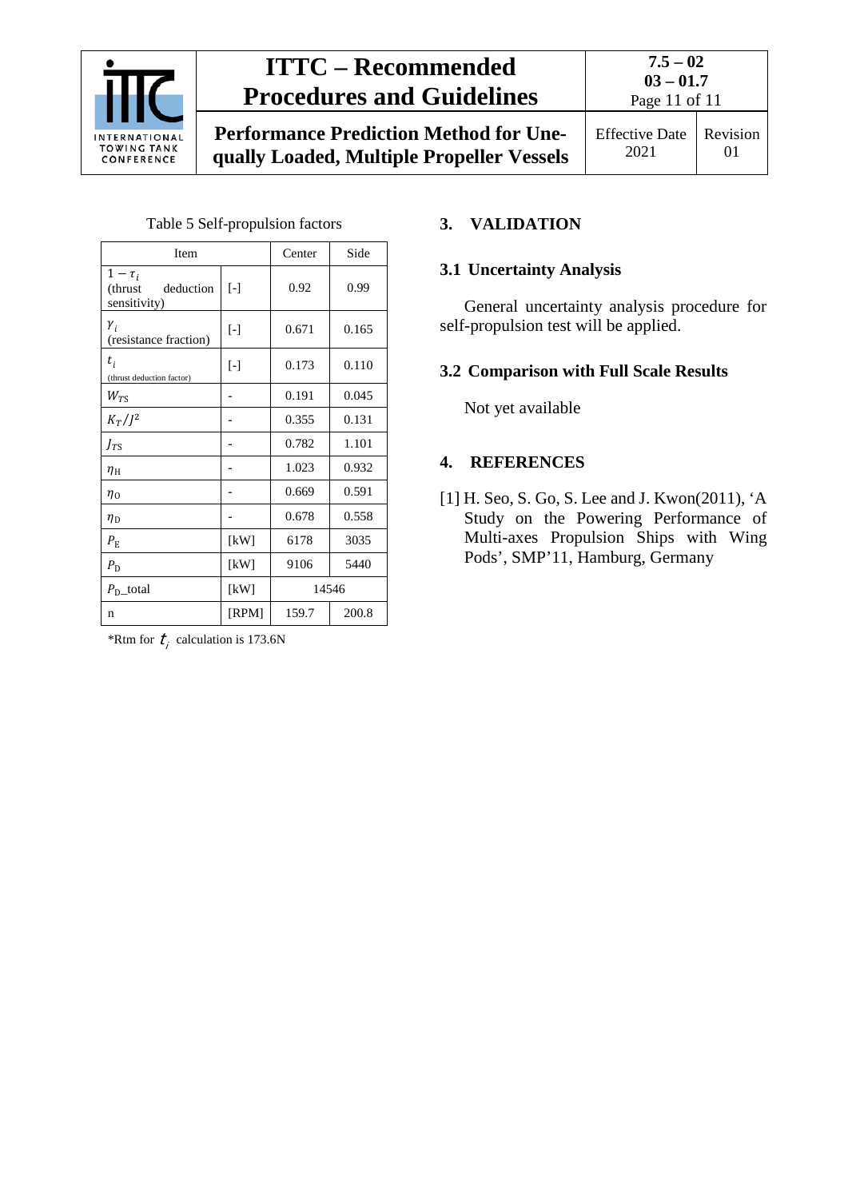Table 5 Self-propulsion factors

| Item | | Center | Side |
|---|---|---|---|
| $1-\tau_i$ (thrust deduction sensitivity) | [-] | 0.92 | 0.99 |
| $\gamma_i$ (resistance fraction) | [-] | 0.671 | 0.165 |
| $t_i$ (thrust deduction factor) | [-] | 0.173 | 0.110 |
| $W_{TS}$ | - | 0.191 | 0.045 |
| $K_T/J^2$ | - | 0.355 | 0.131 |
| $J_{TS}$ | - | 0.782 | 1.101 |
| $\eta_H$ | - | 1.023 | 0.932 |
| $\eta_O$ | - | 0.669 | 0.591 |
| $\eta_D$ | - | 0.678 | 0.558 |
| $P_E$ | [kW] | 6178 | 3035 |
| $P_D$ | [kW] | 9106 | 5440 |
| $P_D$_total | [kW] | 14546 | |
| n | [RPM] | 159.7 | 200.8 |

*Rtm for $t_i$ calculation is 173.6N

## 3. VALIDATION

### 3.1 Uncertainty Analysis

General uncertainty analysis procedure for self-propulsion test will be applied.

### 3.2 Comparison with Full Scale Results

Not yet available

## 4. REFERENCES

[1] H. Seo, S. Go, S. Lee and J. Kwon(2011), 'A Study on the Powering Performance of Multi-axes Propulsion Ships with Wing Pods', SMP'11, Hamburg, Germany